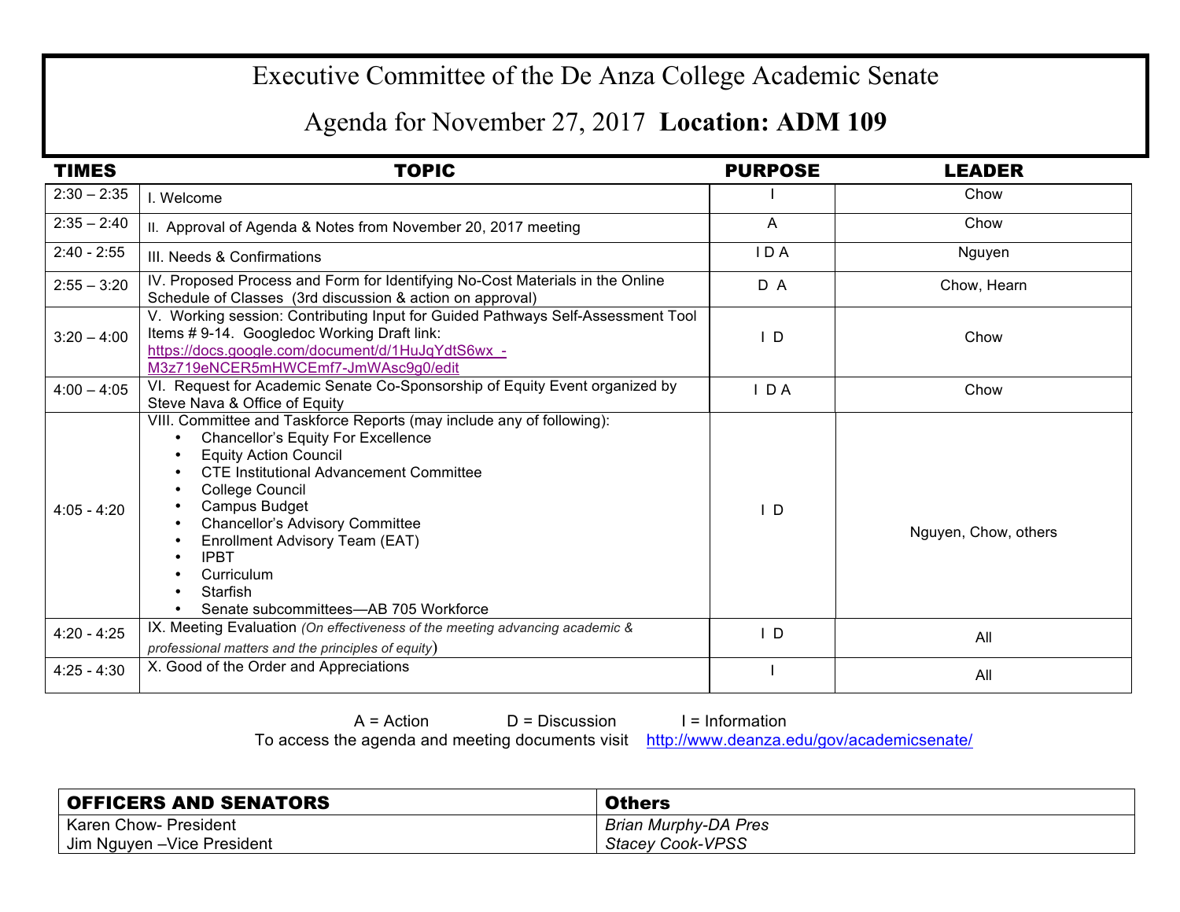# Executive Committee of the De Anza College Academic Senate

## Agenda for November 27, 2017 **Location: ADM 109**

| TIMES | TOPIC | PURPOSE | LEADER |
|---|---|---|---|
| 2:30 – 2:35 | I. Welcome | I | Chow |
| 2:35 – 2:40 | II. Approval of Agenda & Notes from November 20, 2017 meeting | A | Chow |
| 2:40 - 2:55 | III. Needs & Confirmations | I D A | Nguyen |
| 2:55 – 3:20 | IV. Proposed Process and Form for Identifying No-Cost Materials in the Online Schedule of Classes (3rd discussion & action on approval) | D A | Chow, Hearn |
| 3:20 – 4:00 | V. Working session: Contributing Input for Guided Pathways Self-Assessment Tool Items # 9-14. Googledoc Working Draft link: https://docs.google.com/document/d/1HuJqYdtS6wx_-M3z719eNCER5mHWCEmf7-JmWAsc9g0/edit | I D | Chow |
| 4:00 – 4:05 | VI. Request for Academic Senate Co-Sponsorship of Equity Event organized by Steve Nava & Office of Equity | I D A | Chow |
| 4:05 - 4:20 | VIII. Committee and Taskforce Reports (may include any of following): <br>• Chancellor's Equity For Excellence <br>• Equity Action Council <br>• CTE Institutional Advancement Committee <br>• College Council <br>• Campus Budget <br>• Chancellor's Advisory Committee <br>• Enrollment Advisory Team (EAT) <br>• IPBT <br>• Curriculum <br>• Starfish <br>• Senate subcommittees—AB 705 Workforce | I D | Nguyen, Chow, others |
| 4:20 - 4:25 | IX. Meeting Evaluation *(On effectiveness of the meeting advancing academic & professional matters and the principles of equity)* | I D | All |
| 4:25 - 4:30 | X. Good of the Order and Appreciations | I | All |

A = Action D = Discussion I = Information

To access the agenda and meeting documents visit http://www.deanza.edu/gov/academicsenate/

| OFFICERS AND SENATORS | Others |
|---|---|
| Karen Chow- President | *Brian Murphy-DA Pres* |
| Jim Nguyen –Vice President | *Stacey Cook-VPSS* |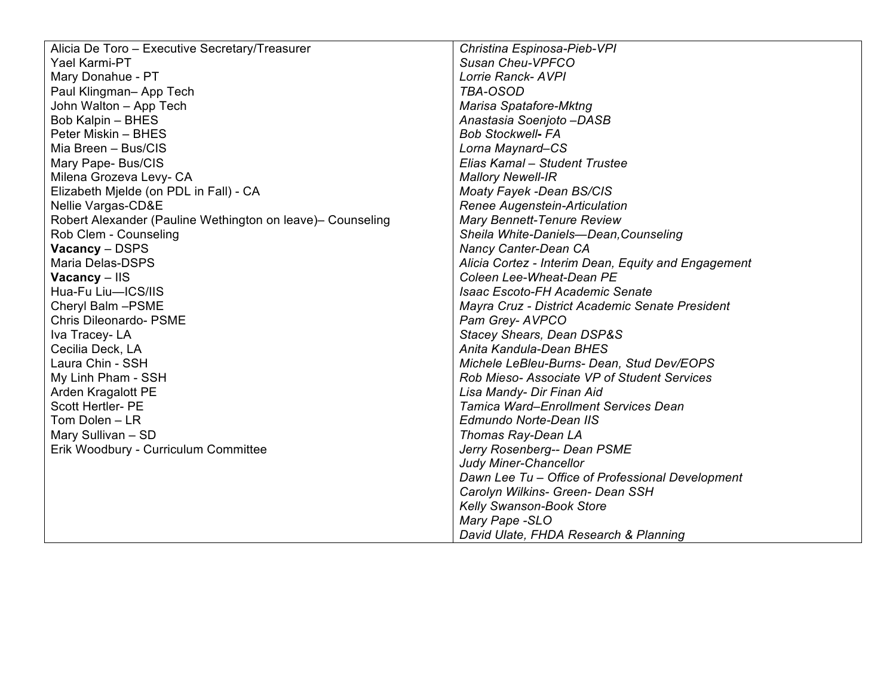| | |
|---|---|
| Alicia De Toro – Executive Secretary/Treasurer | *Christina Espinosa-Pieb-VPI* |
| Yael Karmi-PT | *Susan Cheu-VPFCO* |
| Mary Donahue - PT | *Lorrie Ranck- AVPI* |
| Paul Klingman– App Tech | *TBA-OSOD* |
| John Walton – App Tech | *Marisa Spatafore-Mktng* |
| Bob Kalpin – BHES | *Anastasia Soenjoto –DASB* |
| Peter Miskin – BHES | *Bob Stockwell- FA* |
| Mia Breen – Bus/CIS | *Lorna Maynard–CS* |
| Mary Pape- Bus/CIS | *Elias Kamal – Student Trustee* |
| Milena Grozeva Levy- CA | *Mallory Newell-IR* |
| Elizabeth Mjelde (on PDL in Fall) - CA | *Moaty Fayek -Dean BS/CIS* |
| Nellie Vargas-CD&E | *Renee Augenstein-Articulation* |
| Robert Alexander (Pauline Wethington on leave)– Counseling | *Mary Bennett-Tenure Review* |
| Rob Clem - Counseling | *Sheila White-Daniels—Dean,Counseling* |
| **Vacancy** – DSPS | *Nancy Canter-Dean CA* |
| Maria Delas-DSPS | *Alicia Cortez - Interim Dean, Equity and Engagement* |
| **Vacancy** – IIS | *Coleen Lee-Wheat-Dean PE* |
| Hua-Fu Liu—ICS/IIS | *Isaac Escoto-FH Academic Senate* |
| Cheryl Balm –PSME | *Mayra Cruz - District Academic Senate President* |
| Chris Dileonardo- PSME | *Pam Grey- AVPCO* |
| Iva Tracey- LA | *Stacey Shears, Dean DSP&S* |
| Cecilia Deck, LA | *Anita Kandula-Dean BHES* |
| Laura Chin - SSH | *Michele LeBleu-Burns- Dean, Stud Dev/EOPS* |
| My Linh Pham - SSH | *Rob Mieso- Associate VP of Student Services* |
| Arden Kragalott PE | *Lisa Mandy- Dir Finan Aid* |
| Scott Hertler- PE | *Tamica Ward–Enrollment Services Dean* |
| Tom Dolen – LR | *Edmundo Norte-Dean IIS* |
| Mary Sullivan – SD | *Thomas Ray-Dean LA* |
| Erik Woodbury - Curriculum Committee | *Jerry Rosenberg-- Dean PSME* |
| | *Judy Miner-Chancellor* |
| | *Dawn Lee Tu – Office of Professional Development* |
| | *Carolyn Wilkins- Green- Dean SSH* |
| | *Kelly Swanson-Book Store* |
| | *Mary Pape -SLO* |
| | *David Ulate, FHDA Research & Planning* |